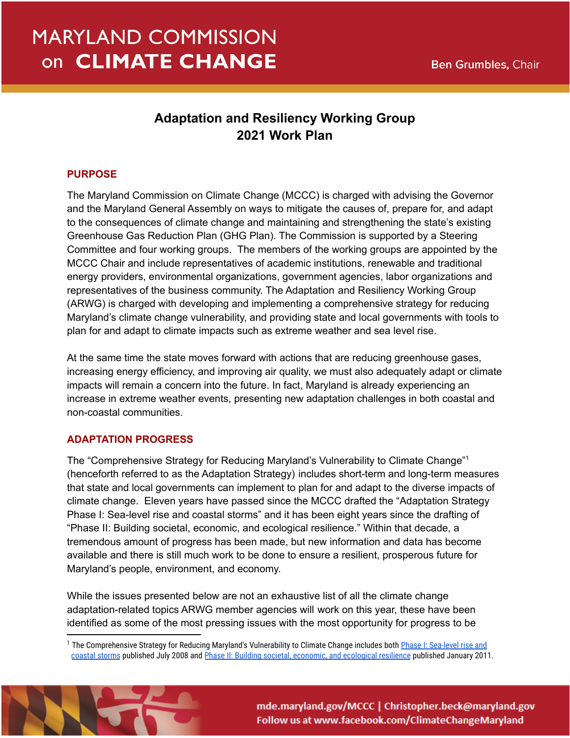# MARYLAND COMMISSION on CLIMATE CHANGE

Ben Grumbles, Chair

## Adaptation and Resiliency Working Group
## 2021 Work Plan

### PURPOSE

The Maryland Commission on Climate Change (MCCC) is charged with advising the Governor and the Maryland General Assembly on ways to mitigate the causes of, prepare for, and adapt to the consequences of climate change and maintaining and strengthening the state's existing Greenhouse Gas Reduction Plan (GHG Plan). The Commission is supported by a Steering Committee and four working groups. The members of the working groups are appointed by the MCCC Chair and include representatives of academic institutions, renewable and traditional energy providers, environmental organizations, government agencies, labor organizations and representatives of the business community. The Adaptation and Resiliency Working Group (ARWG) is charged with developing and implementing a comprehensive strategy for reducing Maryland's climate change vulnerability, and providing state and local governments with tools to plan for and adapt to climate impacts such as extreme weather and sea level rise.

At the same time the state moves forward with actions that are reducing greenhouse gases, increasing energy efficiency, and improving air quality, we must also adequately adapt or climate impacts will remain a concern into the future. In fact, Maryland is already experiencing an increase in extreme weather events, presenting new adaptation challenges in both coastal and non-coastal communities.

### ADAPTATION PROGRESS

The "Comprehensive Strategy for Reducing Maryland's Vulnerability to Climate Change"[1] (henceforth referred to as the Adaptation Strategy) includes short-term and long-term measures that state and local governments can implement to plan for and adapt to the diverse impacts of climate change. Eleven years have passed since the MCCC drafted the "Adaptation Strategy Phase I: Sea-level rise and coastal storms" and it has been eight years since the drafting of "Phase II: Building societal, economic, and ecological resilience." Within that decade, a tremendous amount of progress has been made, but new information and data has become available and there is still much work to be done to ensure a resilient, prosperous future for Maryland's people, environment, and economy.

While the issues presented below are not an exhaustive list of all the climate change adaptation-related topics ARWG member agencies will work on this year, these have been identified as some of the most pressing issues with the most opportunity for progress to be

[1] The Comprehensive Strategy for Reducing Maryland's Vulnerability to Climate Change includes both Phase I: Sea-level rise and coastal storms published July 2008 and Phase II: Building societal, economic, and ecological resilience published January 2011.

mde.maryland.gov/MCCC | Christopher.beck@maryland.gov
Follow us at www.facebook.com/ClimateChangeMaryland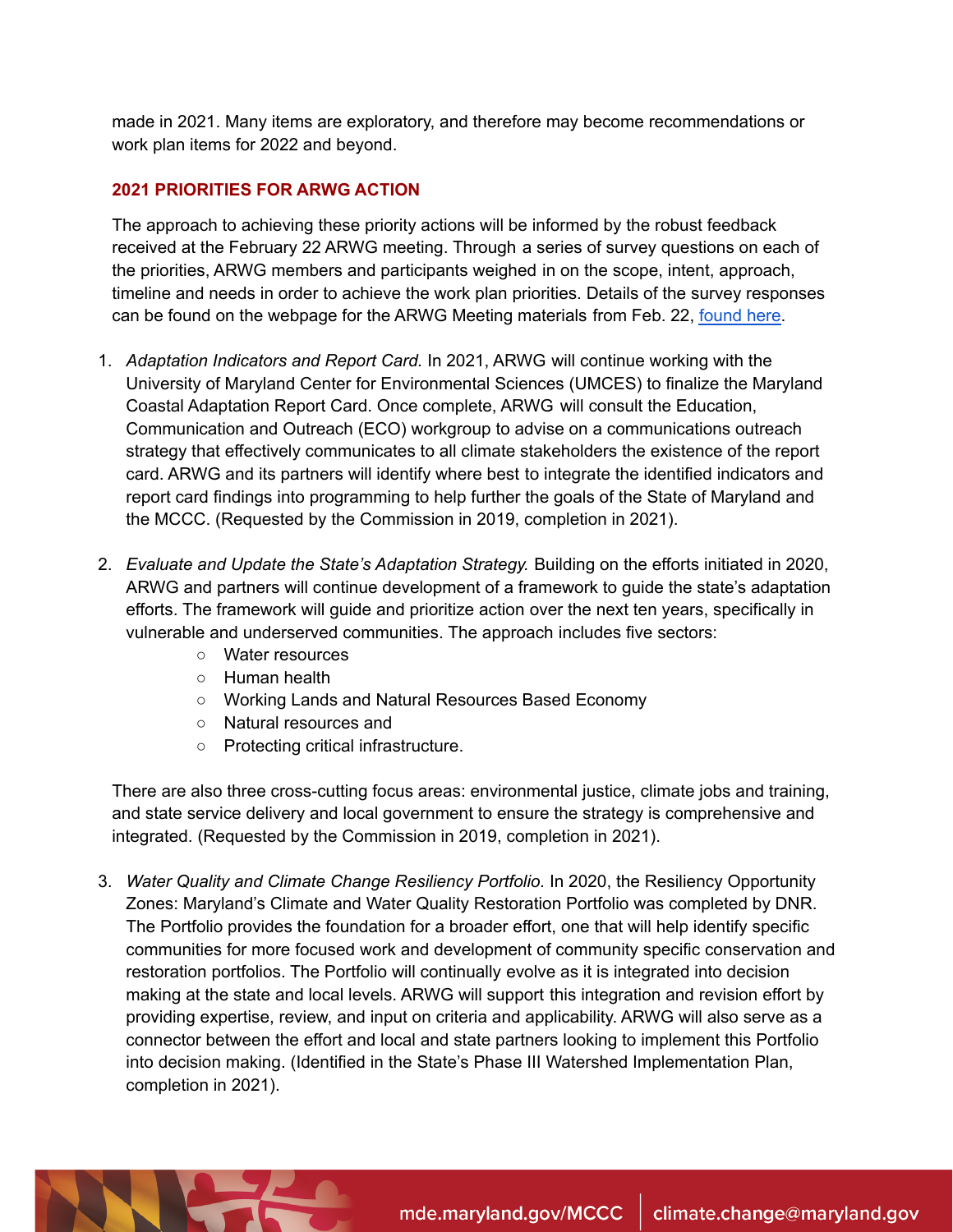made in 2021. Many items are exploratory, and therefore may become recommendations or work plan items for 2022 and beyond.

## 2021 PRIORITIES FOR ARWG ACTION

The approach to achieving these priority actions will be informed by the robust feedback received at the February 22 ARWG meeting. Through a series of survey questions on each of the priorities, ARWG members and participants weighed in on the scope, intent, approach, timeline and needs in order to achieve the work plan priorities. Details of the survey responses can be found on the webpage for the ARWG Meeting materials from Feb. 22, [found here](found here).

1. *Adaptation Indicators and Report Card.* In 2021, ARWG will continue working with the University of Maryland Center for Environmental Sciences (UMCES) to finalize the Maryland Coastal Adaptation Report Card. Once complete, ARWG will consult the Education, Communication and Outreach (ECO) workgroup to advise on a communications outreach strategy that effectively communicates to all climate stakeholders the existence of the report card. ARWG and its partners will identify where best to integrate the identified indicators and report card findings into programming to help further the goals of the State of Maryland and the MCCC. (Requested by the Commission in 2019, completion in 2021).

2. *Evaluate and Update the State's Adaptation Strategy.* Building on the efforts initiated in 2020, ARWG and partners will continue development of a framework to guide the state's adaptation efforts. The framework will guide and prioritize action over the next ten years, specifically in vulnerable and underserved communities. The approach includes five sectors:
   - Water resources
   - Human health
   - Working Lands and Natural Resources Based Economy
   - Natural resources and
   - Protecting critical infrastructure.

   There are also three cross-cutting focus areas: environmental justice, climate jobs and training, and state service delivery and local government to ensure the strategy is comprehensive and integrated. (Requested by the Commission in 2019, completion in 2021).

3. *Water Quality and Climate Change Resiliency Portfolio.* In 2020, the Resiliency Opportunity Zones: Maryland's Climate and Water Quality Restoration Portfolio was completed by DNR. The Portfolio provides the foundation for a broader effort, one that will help identify specific communities for more focused work and development of community specific conservation and restoration portfolios. The Portfolio will continually evolve as it is integrated into decision making at the state and local levels. ARWG will support this integration and revision effort by providing expertise, review, and input on criteria and applicability. ARWG will also serve as a connector between the effort and local and state partners looking to implement this Portfolio into decision making. (Identified in the State's Phase III Watershed Implementation Plan, completion in 2021).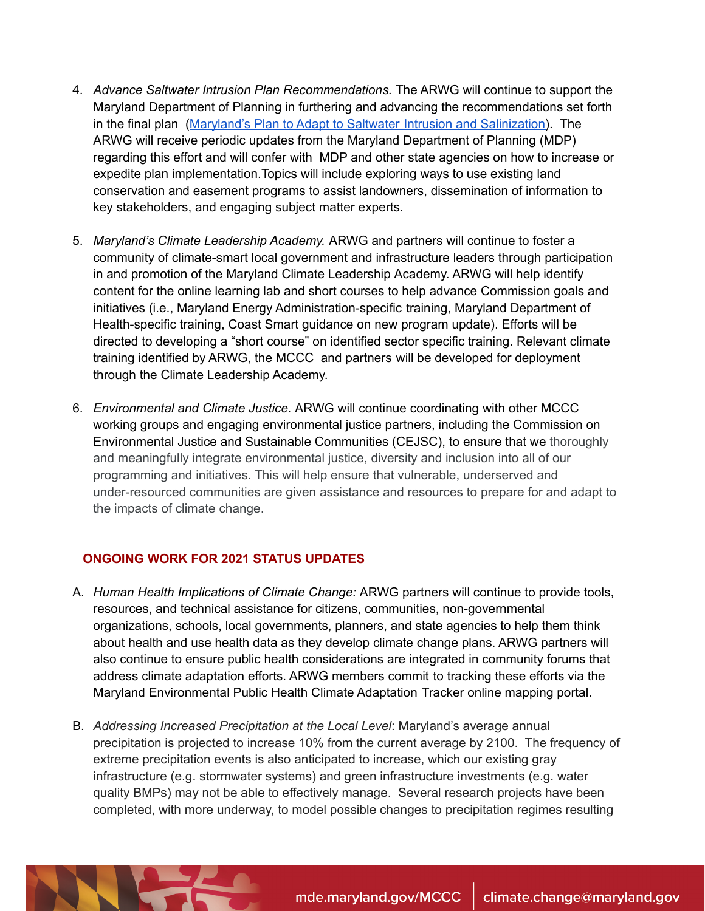4. *Advance Saltwater Intrusion Plan Recommendations.* The ARWG will continue to support the Maryland Department of Planning in furthering and advancing the recommendations set forth in the final plan  ([Maryland's Plan to Adapt to Saltwater Intrusion and Salinization](#)).  The ARWG will receive periodic updates from the Maryland Department of Planning (MDP) regarding this effort and will confer with  MDP and other state agencies on how to increase or expedite plan implementation.Topics will include exploring ways to use existing land conservation and easement programs to assist landowners, dissemination of information to key stakeholders, and engaging subject matter experts.

5. *Maryland's Climate Leadership Academy.* ARWG and partners will continue to foster a community of climate-smart local government and infrastructure leaders through participation in and promotion of the Maryland Climate Leadership Academy. ARWG will help identify content for the online learning lab and short courses to help advance Commission goals and initiatives (i.e., Maryland Energy Administration-specific training, Maryland Department of Health-specific training, Coast Smart guidance on new program update). Efforts will be directed to developing a "short course" on identified sector specific training. Relevant climate training identified by ARWG, the MCCC  and partners will be developed for deployment through the Climate Leadership Academy.

6. *Environmental and Climate Justice.* ARWG will continue coordinating with other MCCC working groups and engaging environmental justice partners, including the Commission on Environmental Justice and Sustainable Communities (CEJSC), to ensure that we thoroughly and meaningfully integrate environmental justice, diversity and inclusion into all of our programming and initiatives. This will help ensure that vulnerable, underserved and under-resourced communities are given assistance and resources to prepare for and adapt to the impacts of climate change.

## ONGOING WORK FOR 2021 STATUS UPDATES

A. *Human Health Implications of Climate Change:* ARWG partners will continue to provide tools, resources, and technical assistance for citizens, communities, non-governmental organizations, schools, local governments, planners, and state agencies to help them think about health and use health data as they develop climate change plans. ARWG partners will also continue to ensure public health considerations are integrated in community forums that address climate adaptation efforts. ARWG members commit to tracking these efforts via the Maryland Environmental Public Health Climate Adaptation Tracker online mapping portal.

B. *Addressing Increased Precipitation at the Local Level*: Maryland's average annual precipitation is projected to increase 10% from the current average by 2100.  The frequency of extreme precipitation events is also anticipated to increase, which our existing gray infrastructure (e.g. stormwater systems) and green infrastructure investments (e.g. water quality BMPs) may not be able to effectively manage.  Several research projects have been completed, with more underway, to model possible changes to precipitation regimes resulting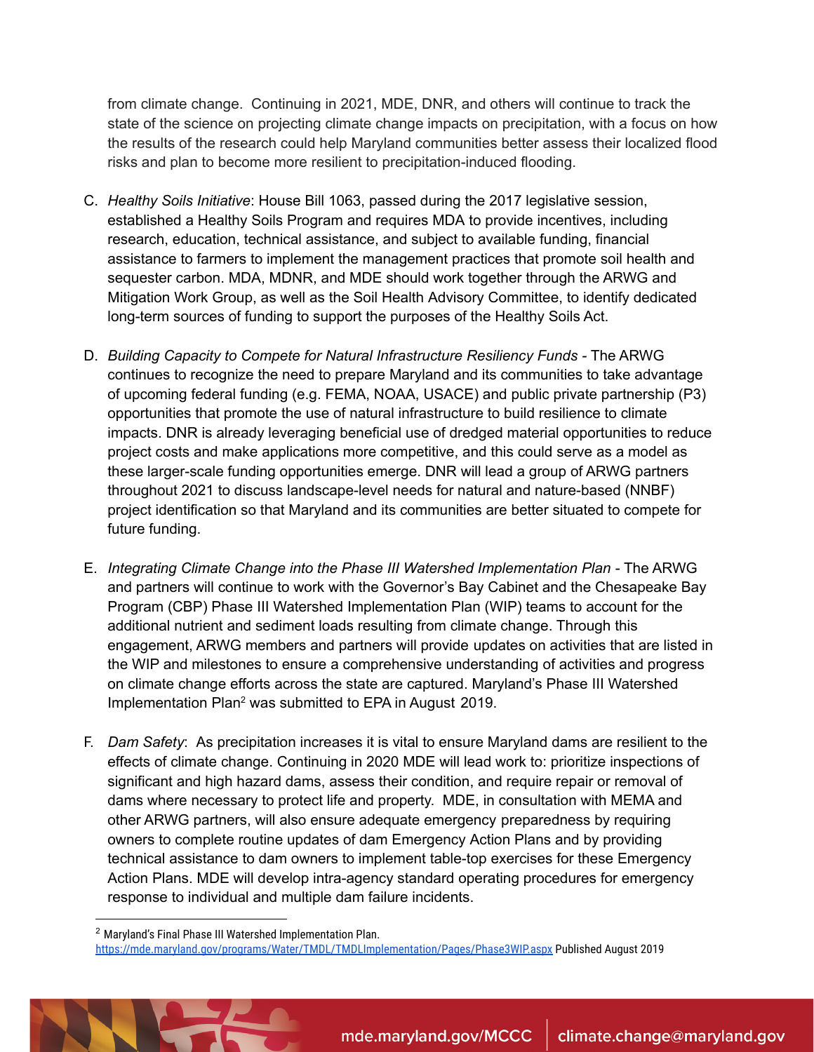from climate change. Continuing in 2021, MDE, DNR, and others will continue to track the state of the science on projecting climate change impacts on precipitation, with a focus on how the results of the research could help Maryland communities better assess their localized flood risks and plan to become more resilient to precipitation-induced flooding.

C. *Healthy Soils Initiative*: House Bill 1063, passed during the 2017 legislative session, established a Healthy Soils Program and requires MDA to provide incentives, including research, education, technical assistance, and subject to available funding, financial assistance to farmers to implement the management practices that promote soil health and sequester carbon. MDA, MDNR, and MDE should work together through the ARWG and Mitigation Work Group, as well as the Soil Health Advisory Committee, to identify dedicated long-term sources of funding to support the purposes of the Healthy Soils Act.

D. *Building Capacity to Compete for Natural Infrastructure Resiliency Funds* - The ARWG continues to recognize the need to prepare Maryland and its communities to take advantage of upcoming federal funding (e.g. FEMA, NOAA, USACE) and public private partnership (P3) opportunities that promote the use of natural infrastructure to build resilience to climate impacts. DNR is already leveraging beneficial use of dredged material opportunities to reduce project costs and make applications more competitive, and this could serve as a model as these larger-scale funding opportunities emerge. DNR will lead a group of ARWG partners throughout 2021 to discuss landscape-level needs for natural and nature-based (NNBF) project identification so that Maryland and its communities are better situated to compete for future funding.

E. *Integrating Climate Change into the Phase III Watershed Implementation Plan* - The ARWG and partners will continue to work with the Governor's Bay Cabinet and the Chesapeake Bay Program (CBP) Phase III Watershed Implementation Plan (WIP) teams to account for the additional nutrient and sediment loads resulting from climate change. Through this engagement, ARWG members and partners will provide updates on activities that are listed in the WIP and milestones to ensure a comprehensive understanding of activities and progress on climate change efforts across the state are captured. Maryland's Phase III Watershed Implementation Plan[2] was submitted to EPA in August 2019.

F. *Dam Safety*: As precipitation increases it is vital to ensure Maryland dams are resilient to the effects of climate change. Continuing in 2020 MDE will lead work to: prioritize inspections of significant and high hazard dams, assess their condition, and require repair or removal of dams where necessary to protect life and property. MDE, in consultation with MEMA and other ARWG partners, will also ensure adequate emergency preparedness by requiring owners to complete routine updates of dam Emergency Action Plans and by providing technical assistance to dam owners to implement table-top exercises for these Emergency Action Plans. MDE will develop intra-agency standard operating procedures for emergency response to individual and multiple dam failure incidents.

---

[2] Maryland's Final Phase III Watershed Implementation Plan. https://mde.maryland.gov/programs/Water/TMDL/TMDLImplementation/Pages/Phase3WIP.aspx Published August 2019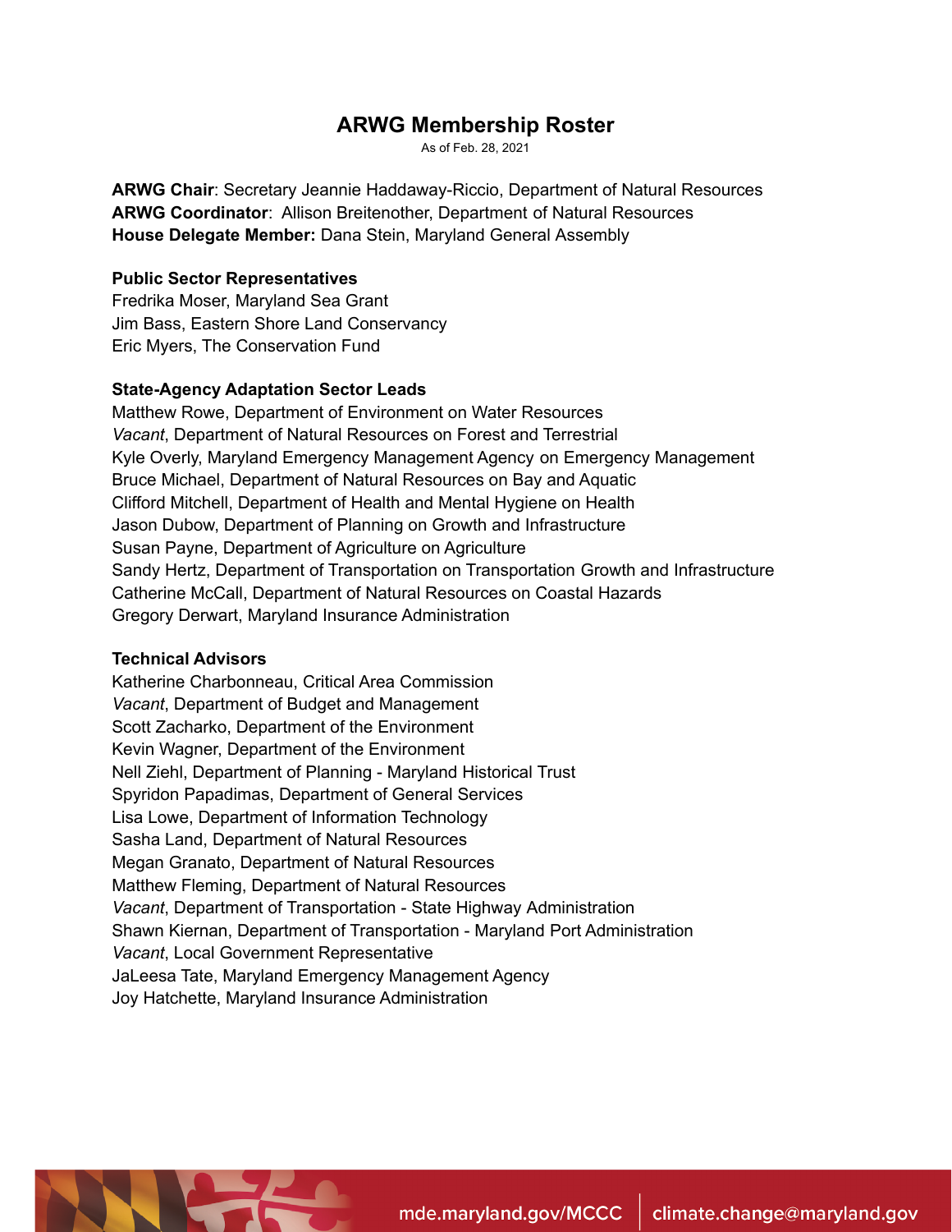# ARWG Membership Roster

As of Feb. 28, 2021

**ARWG Chair**: Secretary Jeannie Haddaway-Riccio, Department of Natural Resources
**ARWG Coordinator**: Allison Breitenother, Department of Natural Resources
**House Delegate Member:** Dana Stein, Maryland General Assembly

**Public Sector Representatives**
Fredrika Moser, Maryland Sea Grant
Jim Bass, Eastern Shore Land Conservancy
Eric Myers, The Conservation Fund

**State-Agency Adaptation Sector Leads**
Matthew Rowe, Department of Environment on Water Resources
*Vacant*, Department of Natural Resources on Forest and Terrestrial
Kyle Overly, Maryland Emergency Management Agency on Emergency Management
Bruce Michael, Department of Natural Resources on Bay and Aquatic
Clifford Mitchell, Department of Health and Mental Hygiene on Health
Jason Dubow, Department of Planning on Growth and Infrastructure
Susan Payne, Department of Agriculture on Agriculture
Sandy Hertz, Department of Transportation on Transportation Growth and Infrastructure
Catherine McCall, Department of Natural Resources on Coastal Hazards
Gregory Derwart, Maryland Insurance Administration

**Technical Advisors**
Katherine Charbonneau, Critical Area Commission
*Vacant*, Department of Budget and Management
Scott Zacharko, Department of the Environment
Kevin Wagner, Department of the Environment
Nell Ziehl, Department of Planning - Maryland Historical Trust
Spyridon Papadimas, Department of General Services
Lisa Lowe, Department of Information Technology
Sasha Land, Department of Natural Resources
Megan Granato, Department of Natural Resources
Matthew Fleming, Department of Natural Resources
*Vacant*, Department of Transportation - State Highway Administration
Shawn Kiernan, Department of Transportation - Maryland Port Administration
*Vacant*, Local Government Representative
JaLeesa Tate, Maryland Emergency Management Agency
Joy Hatchette, Maryland Insurance Administration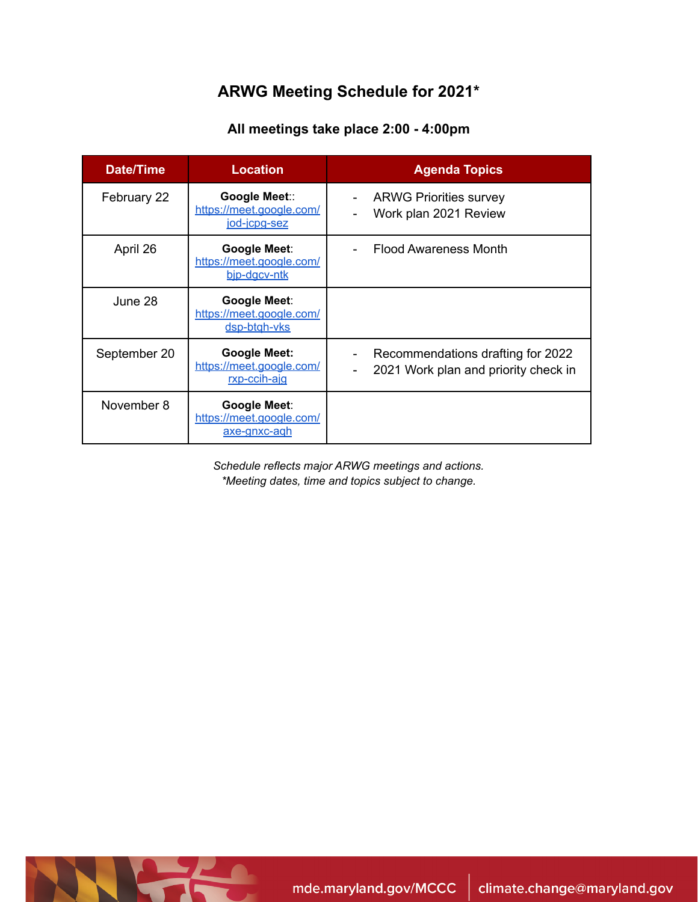# ARWG Meeting Schedule for 2021*

**All meetings take place 2:00 - 4:00pm**

| Date/Time | Location | Agenda Topics |
|---|---|---|
| February 22 | **Google Meet**:: https://meet.google.com/jod-jcpq-sez | - ARWG Priorities survey<br>- Work plan 2021 Review |
| April 26 | **Google Meet**: https://meet.google.com/bjp-dgcv-ntk | - Flood Awareness Month |
| June 28 | **Google Meet**: https://meet.google.com/dsp-btqh-vks | |
| September 20 | **Google Meet:** https://meet.google.com/rxp-ccih-ajq | - Recommendations drafting for 2022<br>- 2021 Work plan and priority check in |
| November 8 | **Google Meet**: https://meet.google.com/axe-gnxc-aqh | |

*Schedule reflects major ARWG meetings and actions.*
*\*Meeting dates, time and topics subject to change.*

mde.maryland.gov/MCCC | climate.change@maryland.gov